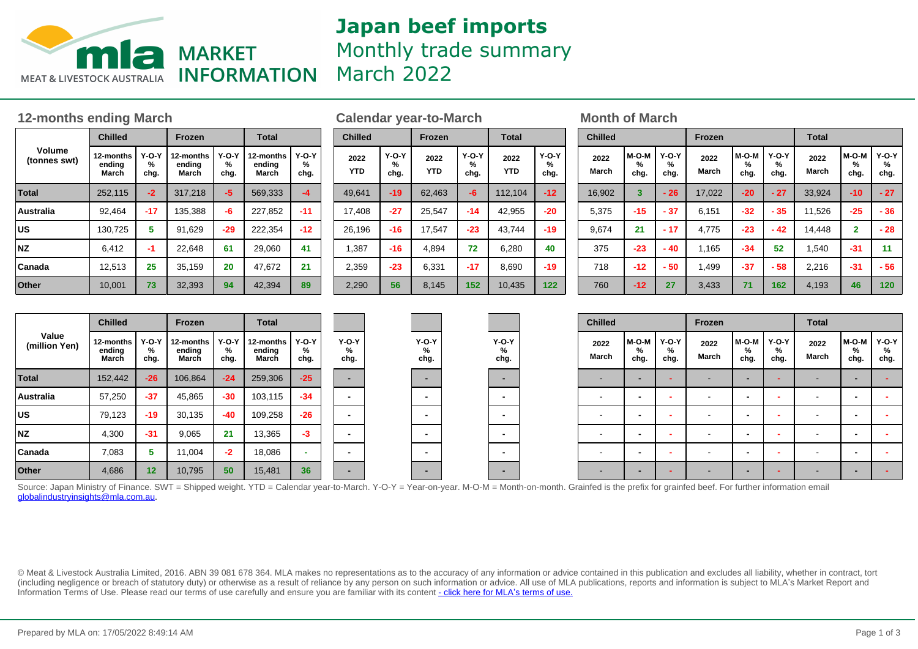MLA MARKET INFORMATION — MEAT & LIVESTOCK AUSTRALIA

# Japan beef imports

## Monthly trade summary

## March 2022

### 12-months ending March

| Volume (tonnes swt) | Chilled | | Frozen | | Total | |
|---|---|---|---|---|---|---|
| | 12-months ending March | Y-O-Y % chg. | 12-months ending March | Y-O-Y % chg. | 12-months ending March | Y-O-Y % chg. |
| **Total** | 252,115 | -2 | 317,218 | -5 | 569,333 | -4 |
| **Australia** | 92,464 | -17 | 135,388 | -6 | 227,852 | -11 |
| **US** | 130,725 | 5 | 91,629 | -29 | 222,354 | -12 |
| **NZ** | 6,412 | -1 | 22,648 | 61 | 29,060 | 41 |
| **Canada** | 12,513 | 25 | 35,159 | 20 | 47,672 | 21 |
| **Other** | 10,001 | 73 | 32,393 | 94 | 42,394 | 89 |

### Calendar year-to-March

| Volume (tonnes swt) | Chilled | | Frozen | | Total | |
|---|---|---|---|---|---|---|
| | 2022 YTD | Y-O-Y % chg. | 2022 YTD | Y-O-Y % chg. | 2022 YTD | Y-O-Y % chg. |
| **Total** | 49,641 | -19 | 62,463 | -6 | 112,104 | -12 |
| **Australia** | 17,408 | -27 | 25,547 | -14 | 42,955 | -20 |
| **US** | 26,196 | -16 | 17,547 | -23 | 43,744 | -19 |
| **NZ** | 1,387 | -16 | 4,894 | 72 | 6,280 | 40 |
| **Canada** | 2,359 | -23 | 6,331 | -17 | 8,690 | -19 |
| **Other** | 2,290 | 56 | 8,145 | 152 | 10,435 | 122 |

### Month of March

| Volume (tonnes swt) | Chilled | | | Frozen | | | Total | | |
|---|---|---|---|---|---|---|---|---|---|
| | 2022 March | M-O-M % chg. | Y-O-Y % chg. | 2022 March | M-O-M % chg. | Y-O-Y % chg. | 2022 March | M-O-M % chg. | Y-O-Y % chg. |
| **Total** | 16,902 | 3 | - 26 | 17,022 | -20 | - 27 | 33,924 | -10 | - 27 |
| **Australia** | 5,375 | -15 | - 37 | 6,151 | -32 | - 35 | 11,526 | -25 | - 36 |
| **US** | 9,674 | 21 | - 17 | 4,775 | -23 | - 42 | 14,448 | 2 | - 28 |
| **NZ** | 375 | -23 | - 40 | 1,165 | -34 | 52 | 1,540 | -31 | 11 |
| **Canada** | 718 | -12 | - 50 | 1,499 | -37 | - 58 | 2,216 | -31 | - 56 |
| **Other** | 760 | -12 | 27 | 3,433 | 71 | 162 | 4,193 | 46 | 120 |

### Value – 12-months ending March

| Value (million Yen) | Chilled | | Frozen | | Total | |
|---|---|---|---|---|---|---|
| | 12-months ending March | Y-O-Y % chg. | 12-months ending March | Y-O-Y % chg. | 12-months ending March | Y-O-Y % chg. |
| **Total** | 152,442 | -26 | 106,864 | -24 | 259,306 | -25 |
| **Australia** | 57,250 | -37 | 45,865 | -30 | 103,115 | -34 |
| **US** | 79,123 | -19 | 30,135 | -40 | 109,258 | -26 |
| **NZ** | 4,300 | -31 | 9,065 | 21 | 13,365 | -3 |
| **Canada** | 7,083 | 5 | 11,004 | -2 | 18,086 | - |
| **Other** | 4,686 | 12 | 10,795 | 50 | 15,481 | 36 |

### Value – Calendar year-to-March

| Value (million Yen) | Chilled Y-O-Y % chg. | Frozen Y-O-Y % chg. | Total Y-O-Y % chg. |
|---|---|---|---|
| **Total** | - | - | - |
| **Australia** | - | - | - |
| **US** | - | - | - |
| **NZ** | - | - | - |
| **Canada** | - | - | - |
| **Other** | - | - | - |

### Value – Month of March

| Value (million Yen) | Chilled | | | Frozen | | | Total | | |
|---|---|---|---|---|---|---|---|---|---|
| | 2022 March | M-O-M % chg. | Y-O-Y % chg. | 2022 March | M-O-M % chg. | Y-O-Y % chg. | 2022 March | M-O-M % chg. | Y-O-Y % chg. |
| **Total** | - | - | - | - | - | - | - | - | - |
| **Australia** | - | - | - | - | - | - | - | - | - |
| **US** | - | - | - | - | - | - | - | - | - |
| **NZ** | - | - | - | - | - | - | - | - | - |
| **Canada** | - | - | - | - | - | - | - | - | - |
| **Other** | - | - | - | - | - | - | - | - | - |

Source: Japan Ministry of Finance. SWT = Shipped weight. YTD = Calendar year-to-March. Y-O-Y = Year-on-year. M-O-M = Month-on-month. Grainfed is the prefix for grainfed beef. For further information email globalindustryinsights@mla.com.au.

© Meat & Livestock Australia Limited, 2016. ABN 39 081 678 364. MLA makes no representations as to the accuracy of any information or advice contained in this publication and excludes all liability, whether in contract, tort (including negligence or breach of statutory duty) or otherwise as a result of reliance by any person on such information or advice. All use of MLA publications, reports and information is subject to MLA's Market Report and Information Terms of Use. Please read our terms of use carefully and ensure you are familiar with its content - click here for MLA's terms of use.

Prepared by MLA on: 17/05/2022 8:49:14 AM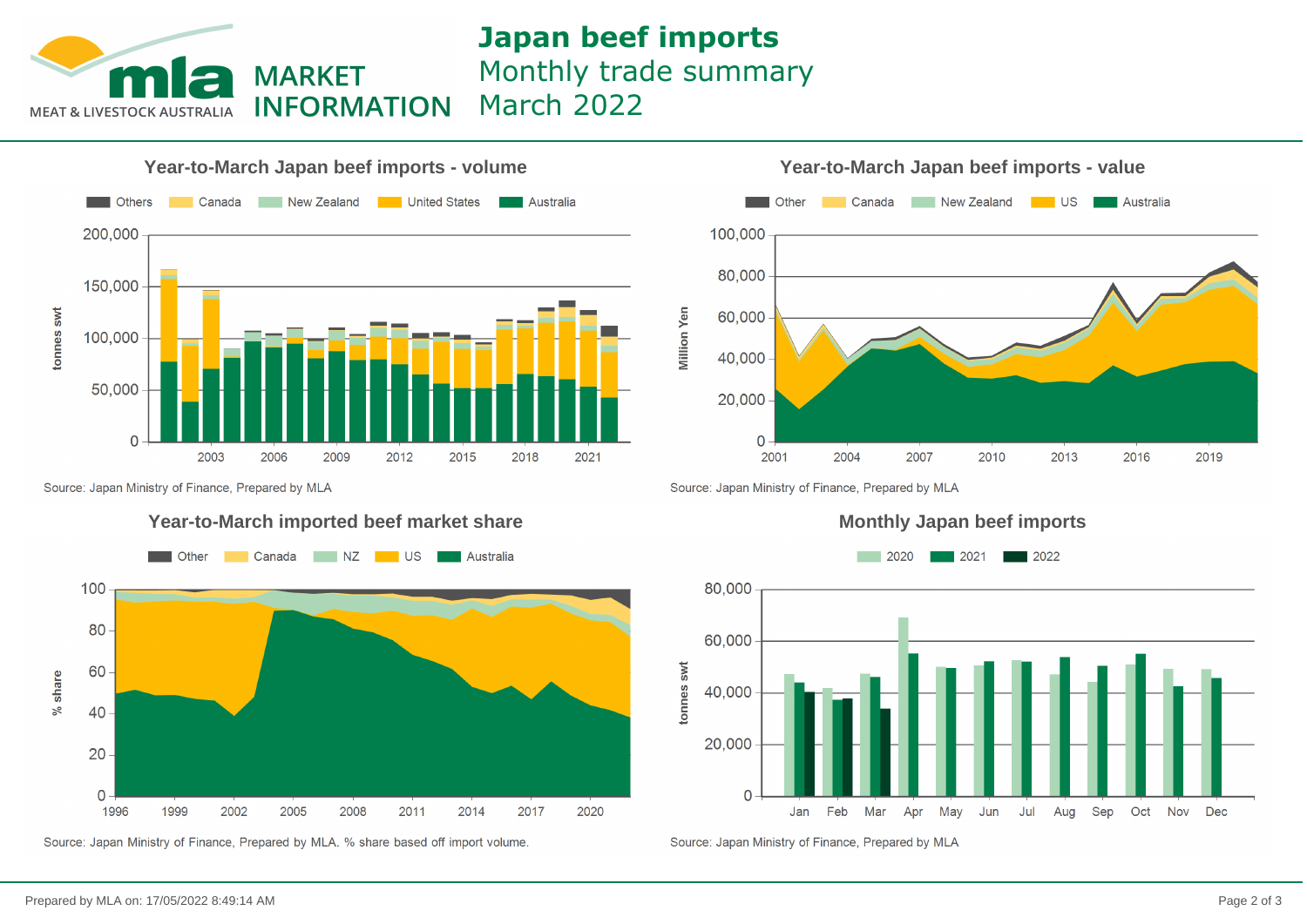# Japan beef imports

Monthly trade summary
March 2022

MEAT & LIVESTOCK AUSTRALIA — MARKET INFORMATION

## Year-to-March Japan beef imports - volume

Others, Canada, New Zealand, United States, Australia

tonnes swt

200,000
150,000
100,000
50,000
0

2003, 2006, 2009, 2012, 2015, 2018, 2021

Source: Japan Ministry of Finance, Prepared by MLA

## Year-to-March Japan beef imports - value

Other, Canada, New Zealand, US, Australia

Million Yen

100,000
80,000
60,000
40,000
20,000
0

2001, 2004, 2007, 2010, 2013, 2016, 2019

Source: Japan Ministry of Finance, Prepared by MLA

## Year-to-March imported beef market share

Other, Canada, NZ, US, Australia

% share

100
80
60
40
20
0

1996, 1999, 2002, 2005, 2008, 2011, 2014, 2017, 2020

Source: Japan Ministry of Finance, Prepared by MLA. % share based off import volume.

## Monthly Japan beef imports

2020, 2021, 2022

tonnes swt

80,000
60,000
40,000
20,000
0

Jan, Feb, Mar, Apr, May, Jun, Jul, Aug, Sep, Oct, Nov, Dec

Source: Japan Ministry of Finance, Prepared by MLA

Prepared by MLA on: 17/05/2022 8:49:14 AM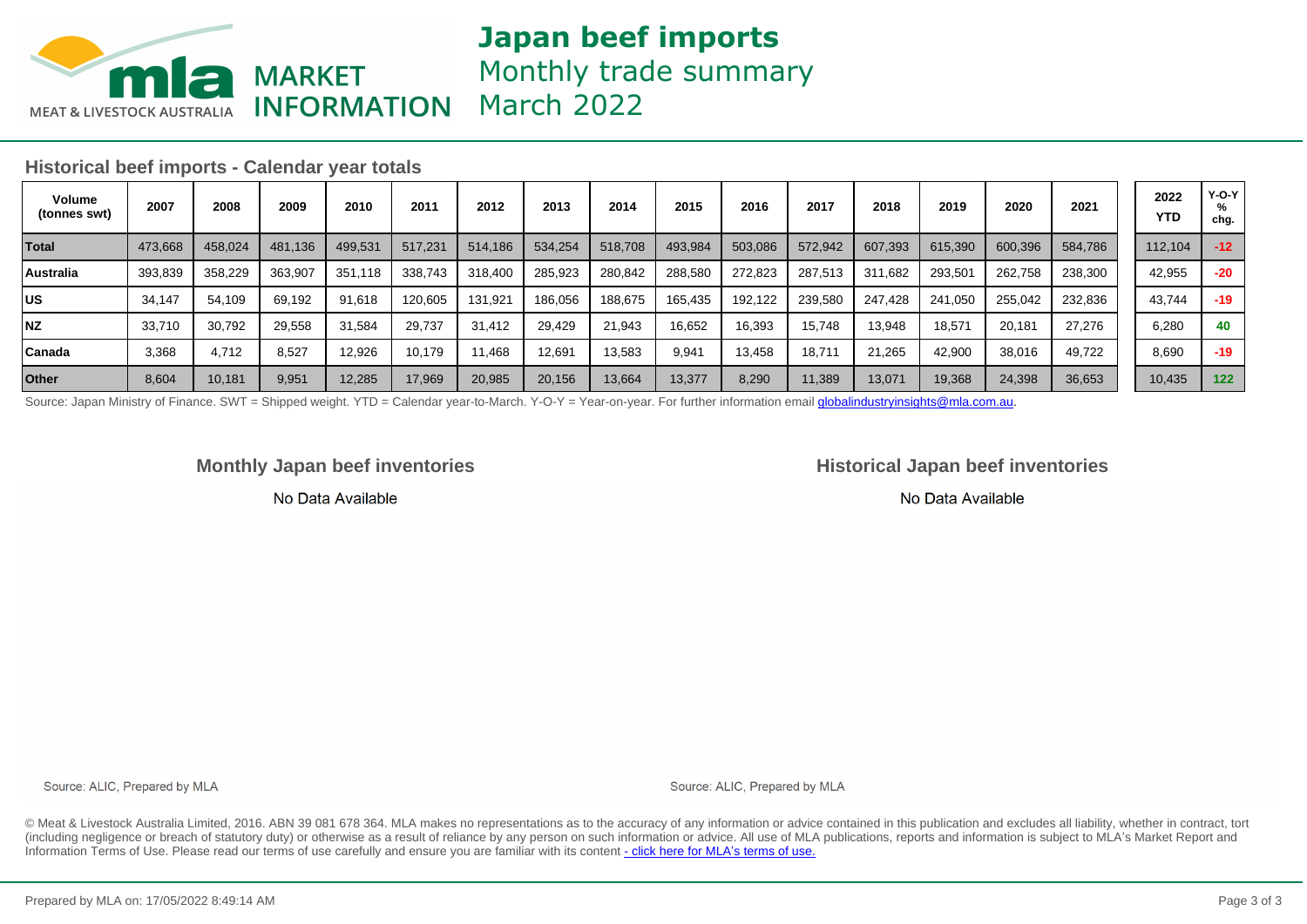# Japan beef imports

Monthly trade summary

March 2022

MEAT & LIVESTOCK AUSTRALIA MARKET INFORMATION

### Historical beef imports - Calendar year totals

| Volume (tonnes swt) | 2007 | 2008 | 2009 | 2010 | 2011 | 2012 | 2013 | 2014 | 2015 | 2016 | 2017 | 2018 | 2019 | 2020 | 2021 | 2022 YTD | Y-O-Y % chg. |
|---|---|---|---|---|---|---|---|---|---|---|---|---|---|---|---|---|---|
| **Total** | 473,668 | 458,024 | 481,136 | 499,531 | 517,231 | 514,186 | 534,254 | 518,708 | 493,984 | 503,086 | 572,942 | 607,393 | 615,390 | 600,396 | 584,786 | 112,104 | -12 |
| **Australia** | 393,839 | 358,229 | 363,907 | 351,118 | 338,743 | 318,400 | 285,923 | 280,842 | 288,580 | 272,823 | 287,513 | 311,682 | 293,501 | 262,758 | 238,300 | 42,955 | -20 |
| **US** | 34,147 | 54,109 | 69,192 | 91,618 | 120,605 | 131,921 | 186,056 | 188,675 | 165,435 | 192,122 | 239,580 | 247,428 | 241,050 | 255,042 | 232,836 | 43,744 | -19 |
| **NZ** | 33,710 | 30,792 | 29,558 | 31,584 | 29,737 | 31,412 | 29,429 | 21,943 | 16,652 | 16,393 | 15,748 | 13,948 | 18,571 | 20,181 | 27,276 | 6,280 | 40 |
| **Canada** | 3,368 | 4,712 | 8,527 | 12,926 | 10,179 | 11,468 | 12,691 | 13,583 | 9,941 | 13,458 | 18,711 | 21,265 | 42,900 | 38,016 | 49,722 | 8,690 | -19 |
| **Other** | 8,604 | 10,181 | 9,951 | 12,285 | 17,969 | 20,985 | 20,156 | 13,664 | 13,377 | 8,290 | 11,389 | 13,071 | 19,368 | 24,398 | 36,653 | 10,435 | 122 |

Source: Japan Ministry of Finance. SWT = Shipped weight. YTD = Calendar year-to-March. Y-O-Y = Year-on-year. For further information email globalindustryinsights@mla.com.au.

### Monthly Japan beef inventories

No Data Available

Source: ALIC, Prepared by MLA

### Historical Japan beef inventories

No Data Available

Source: ALIC, Prepared by MLA

© Meat & Livestock Australia Limited, 2016. ABN 39 081 678 364. MLA makes no representations as to the accuracy of any information or advice contained in this publication and excludes all liability, whether in contract, tort (including negligence or breach of statutory duty) or otherwise as a result of reliance by any person on such information or advice. All use of MLA publications, reports and information is subject to MLA's Market Report and Information Terms of Use. Please read our terms of use carefully and ensure you are familiar with its content - click here for MLA's terms of use.

Prepared by MLA on: 17/05/2022 8:49:14 AM